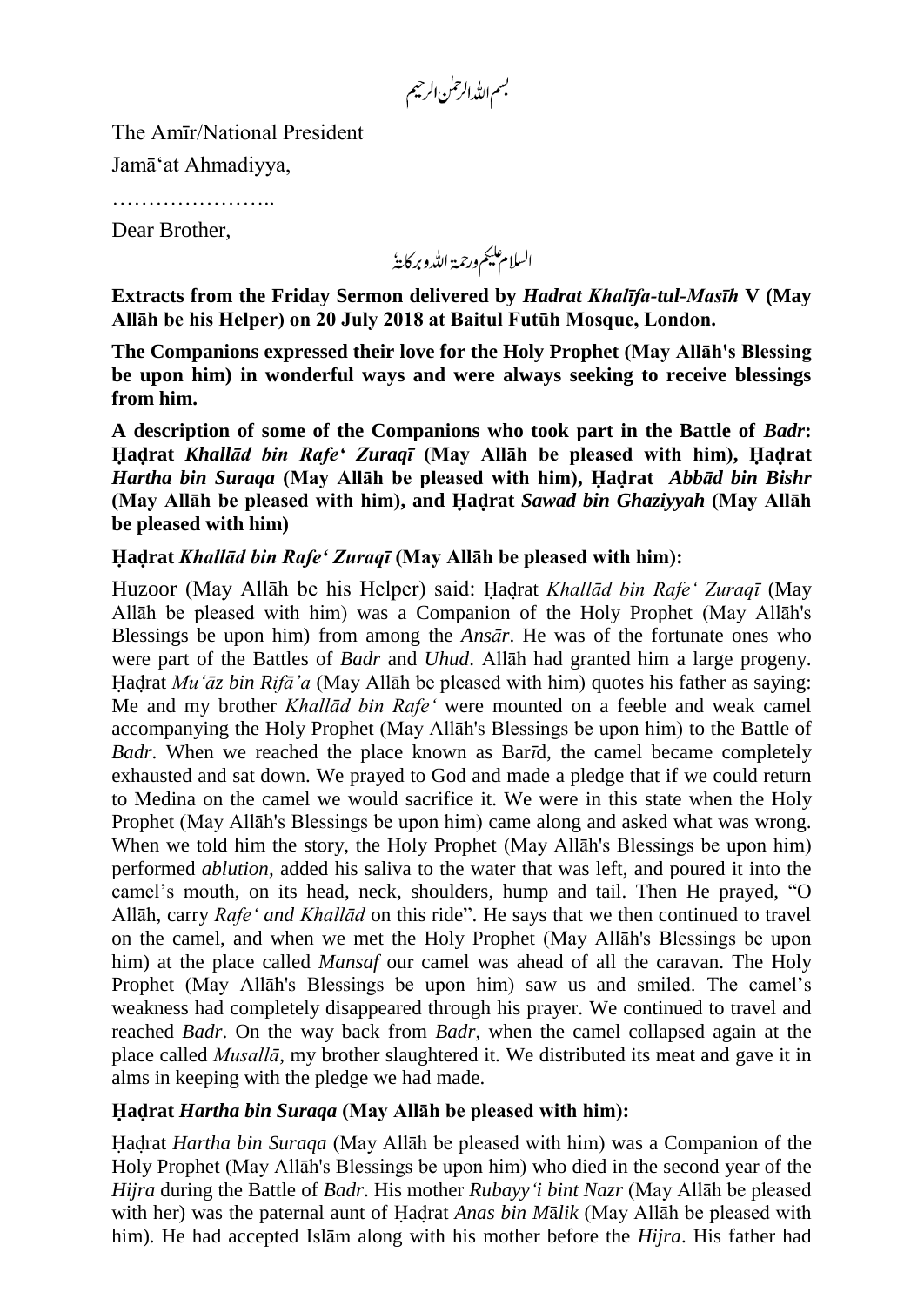بسم اللہ الرحمٰن الرحیم

The Amīr/National President

Jamā'at Ahmadiyya,

…………………..

Dear Brother,

السلام علیکم ورحمۃ اللہ وبرکاتہٗ

**Extracts from the Friday Sermon delivered by *Hadrat Khalīfa-tul-Masīh* V (May Allāh be his Helper) on 20 July 2018 at Baitul Futūh Mosque, London.**

**The Companions expressed their love for the Holy Prophet (May Allāh's Blessing be upon him) in wonderful ways and were always seeking to receive blessings from him.**

**A description of some of the Companions who took part in the Battle of *Badr*: Ḥaḍrat *Khallād bin Rafe' Zuraqī* (May Allāh be pleased with him), Ḥaḍrat *Hartha bin Suraqa* (May Allāh be pleased with him), Ḥaḍrat *Abbād bin Bishr* (May Allāh be pleased with him), and Ḥaḍrat *Sawad bin Ghaziyyah* (May Allāh be pleased with him)**

**Ḥaḍrat *Khallād bin Rafe' Zuraqī* (May Allāh be pleased with him):**

Huzoor (May Allāh be his Helper) said: Ḥaḍrat *Khallād bin Rafe' Zuraqī* (May Allāh be pleased with him) was a Companion of the Holy Prophet (May Allāh's Blessings be upon him) from among the *Ansār*. He was of the fortunate ones who were part of the Battles of *Badr* and *Uhud*. Allāh had granted him a large progeny. Ḥaḍrat *Mu'āz bin Rifā'a* (May Allāh be pleased with him) quotes his father as saying: Me and my brother *Khallād bin Rafe'* were mounted on a feeble and weak camel accompanying the Holy Prophet (May Allāh's Blessings be upon him) to the Battle of *Badr*. When we reached the place known as Barīd, the camel became completely exhausted and sat down. We prayed to God and made a pledge that if we could return to Medina on the camel we would sacrifice it. We were in this state when the Holy Prophet (May Allāh's Blessings be upon him) came along and asked what was wrong. When we told him the story, the Holy Prophet (May Allāh's Blessings be upon him) performed *ablution*, added his saliva to the water that was left, and poured it into the camel's mouth, on its head, neck, shoulders, hump and tail. Then He prayed, "O Allāh, carry *Rafe' and Khallād* on this ride". He says that we then continued to travel on the camel, and when we met the Holy Prophet (May Allāh's Blessings be upon him) at the place called *Mansaf* our camel was ahead of all the caravan. The Holy Prophet (May Allāh's Blessings be upon him) saw us and smiled. The camel's weakness had completely disappeared through his prayer. We continued to travel and reached *Badr*. On the way back from *Badr*, when the camel collapsed again at the place called *Musallā*, my brother slaughtered it. We distributed its meat and gave it in alms in keeping with the pledge we had made.

**Ḥaḍrat *Hartha bin Suraqa* (May Allāh be pleased with him):**

Ḥaḍrat *Hartha bin Suraqa* (May Allāh be pleased with him) was a Companion of the Holy Prophet (May Allāh's Blessings be upon him) who died in the second year of the *Hijra* during the Battle of *Badr*. His mother *Rubayy'i bint Nazr* (May Allāh be pleased with her) was the paternal aunt of Ḥaḍrat *Anas bin Mālik* (May Allāh be pleased with him). He had accepted Islām along with his mother before the *Hijra*. His father had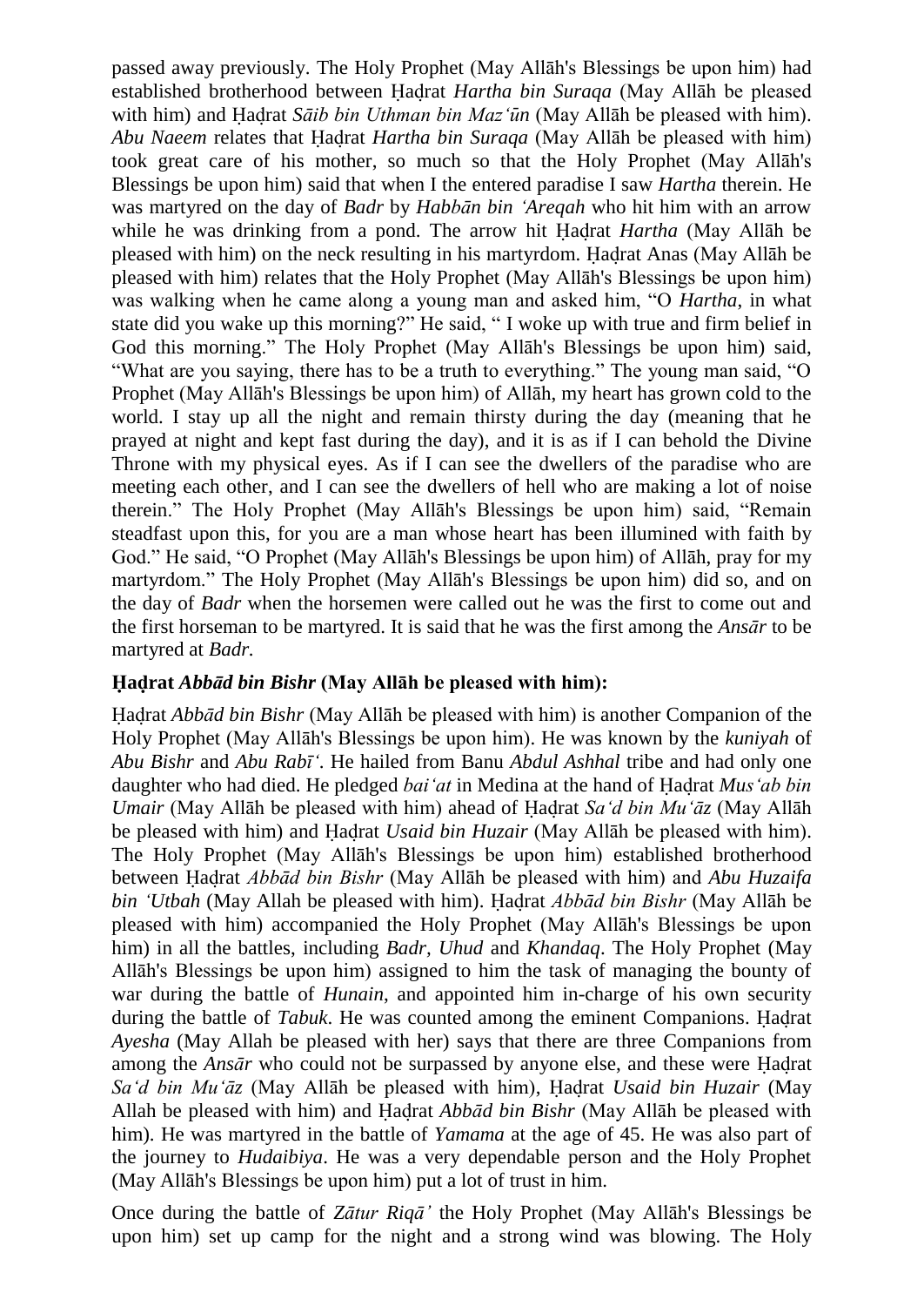passed away previously. The Holy Prophet (May Allāh's Blessings be upon him) had established brotherhood between Ḥaḍrat *Hartha bin Suraqa* (May Allāh be pleased with him) and Ḥaḍrat *Sāib bin Uthman bin Maz'ūn* (May Allāh be pleased with him). *Abu Naeem* relates that Ḥaḍrat *Hartha bin Suraqa* (May Allāh be pleased with him) took great care of his mother, so much so that the Holy Prophet (May Allāh's Blessings be upon him) said that when I the entered paradise I saw *Hartha* therein. He was martyred on the day of *Badr* by *Habbān bin 'Areqah* who hit him with an arrow while he was drinking from a pond. The arrow hit Ḥaḍrat *Hartha* (May Allāh be pleased with him) on the neck resulting in his martyrdom. Ḥaḍrat Anas (May Allāh be pleased with him) relates that the Holy Prophet (May Allāh's Blessings be upon him) was walking when he came along a young man and asked him, "O *Hartha*, in what state did you wake up this morning?" He said, " I woke up with true and firm belief in God this morning." The Holy Prophet (May Allāh's Blessings be upon him) said, "What are you saying, there has to be a truth to everything." The young man said, "O Prophet (May Allāh's Blessings be upon him) of Allāh, my heart has grown cold to the world. I stay up all the night and remain thirsty during the day (meaning that he prayed at night and kept fast during the day), and it is as if I can behold the Divine Throne with my physical eyes. As if I can see the dwellers of the paradise who are meeting each other, and I can see the dwellers of hell who are making a lot of noise therein." The Holy Prophet (May Allāh's Blessings be upon him) said, "Remain steadfast upon this, for you are a man whose heart has been illumined with faith by God." He said, "O Prophet (May Allāh's Blessings be upon him) of Allāh, pray for my martyrdom." The Holy Prophet (May Allāh's Blessings be upon him) did so, and on the day of *Badr* when the horsemen were called out he was the first to come out and the first horseman to be martyred. It is said that he was the first among the *Ansār* to be martyred at *Badr.*

### Ḥaḍrat *Abbād bin Bishr* (May Allāh be pleased with him):

Ḥaḍrat *Abbād bin Bishr* (May Allāh be pleased with him) is another Companion of the Holy Prophet (May Allāh's Blessings be upon him). He was known by the *kuniyah* of *Abu Bishr* and *Abu Rabī'*. He hailed from Banu *Abdul Ashhal* tribe and had only one daughter who had died. He pledged *bai'at* in Medina at the hand of Ḥaḍrat *Mus'ab bin Umair* (May Allāh be pleased with him) ahead of Ḥaḍrat *Sa'd bin Mu'āz* (May Allāh be pleased with him) and Ḥaḍrat *Usaid bin Huzair* (May Allāh be pleased with him). The Holy Prophet (May Allāh's Blessings be upon him) established brotherhood between Ḥaḍrat *Abbād bin Bishr* (May Allāh be pleased with him) and *Abu Huzaifa bin 'Utbah* (May Allah be pleased with him). Ḥaḍrat *Abbād bin Bishr* (May Allāh be pleased with him) accompanied the Holy Prophet (May Allāh's Blessings be upon him) in all the battles, including *Badr, Uhud* and *Khandaq*. The Holy Prophet (May Allāh's Blessings be upon him) assigned to him the task of managing the bounty of war during the battle of *Hunain*, and appointed him in-charge of his own security during the battle of *Tabuk*. He was counted among the eminent Companions. Ḥaḍrat *Ayesha* (May Allah be pleased with her) says that there are three Companions from among the *Ansār* who could not be surpassed by anyone else, and these were Ḥaḍrat *Sa'd bin Mu'āz* (May Allāh be pleased with him), Ḥaḍrat *Usaid bin Huzair* (May Allah be pleased with him) and Ḥaḍrat *Abbād bin Bishr* (May Allāh be pleased with him). He was martyred in the battle of *Yamama* at the age of 45. He was also part of the journey to *Hudaibiya*. He was a very dependable person and the Holy Prophet (May Allāh's Blessings be upon him) put a lot of trust in him.

Once during the battle of *Zātur Riqā'* the Holy Prophet (May Allāh's Blessings be upon him) set up camp for the night and a strong wind was blowing. The Holy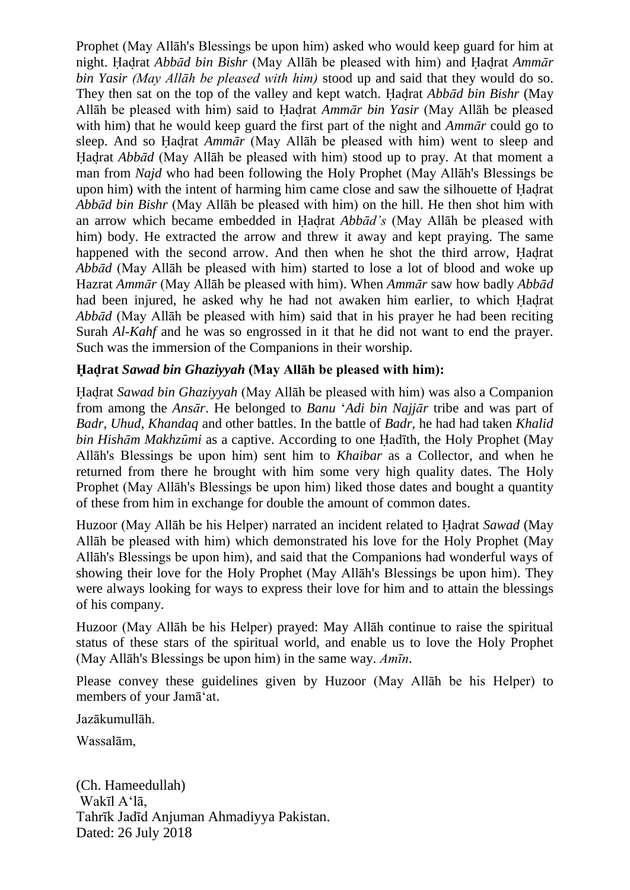Prophet (May Allāh's Blessings be upon him) asked who would keep guard for him at night. Ḥaḍrat *Abbād bin Bishr* (May Allāh be pleased with him) and Ḥaḍrat *Ammār bin Yasir (May Allāh be pleased with him)* stood up and said that they would do so. They then sat on the top of the valley and kept watch. Ḥaḍrat *Abbād bin Bishr* (May Allāh be pleased with him) said to Ḥaḍrat *Ammār bin Yasir* (May Allāh be pleased with him) that he would keep guard the first part of the night and *Ammār* could go to sleep. And so Ḥaḍrat *Ammār* (May Allāh be pleased with him) went to sleep and Ḥaḍrat *Abbād* (May Allāh be pleased with him) stood up to pray. At that moment a man from *Najd* who had been following the Holy Prophet (May Allāh's Blessings be upon him) with the intent of harming him came close and saw the silhouette of Ḥaḍrat *Abbād bin Bishr* (May Allāh be pleased with him) on the hill. He then shot him with an arrow which became embedded in Ḥaḍrat *Abbād's* (May Allāh be pleased with him) body. He extracted the arrow and threw it away and kept praying. The same happened with the second arrow. And then when he shot the third arrow, Ḥaḍrat *Abbād* (May Allāh be pleased with him) started to lose a lot of blood and woke up Hazrat *Ammār* (May Allāh be pleased with him). When *Ammār* saw how badly *Abbād* had been injured, he asked why he had not awaken him earlier, to which Ḥaḍrat *Abbād* (May Allāh be pleased with him) said that in his prayer he had been reciting Surah *Al-Kahf* and he was so engrossed in it that he did not want to end the prayer. Such was the immersion of the Companions in their worship.

**Ḥaḍrat *Sawad bin Ghaziyyah* (May Allāh be pleased with him):**

Ḥaḍrat *Sawad bin Ghaziyyah* (May Allāh be pleased with him) was also a Companion from among the *Ansār*. He belonged to *Banu* '*Adi bin Najjār* tribe and was part of *Badr*, *Uhud*, *Khandaq* and other battles. In the battle of *Badr*, he had had taken *Khalid bin Hishām Makhzūmi* as a captive. According to one Ḥadīth, the Holy Prophet (May Allāh's Blessings be upon him) sent him to *Khaibar* as a Collector, and when he returned from there he brought with him some very high quality dates. The Holy Prophet (May Allāh's Blessings be upon him) liked those dates and bought a quantity of these from him in exchange for double the amount of common dates.

Huzoor (May Allāh be his Helper) narrated an incident related to Ḥaḍrat *Sawad* (May Allāh be pleased with him) which demonstrated his love for the Holy Prophet (May Allāh's Blessings be upon him), and said that the Companions had wonderful ways of showing their love for the Holy Prophet (May Allāh's Blessings be upon him). They were always looking for ways to express their love for him and to attain the blessings of his company.

Huzoor (May Allāh be his Helper) prayed: May Allāh continue to raise the spiritual status of these stars of the spiritual world, and enable us to love the Holy Prophet (May Allāh's Blessings be upon him) in the same way. *Amīn*.

Please convey these guidelines given by Huzoor (May Allāh be his Helper) to members of your Jamā'at.

Jazākumullāh.

Wassalām,

(Ch. Hameedullah)
Wakīl A'lā,
Tahrīk Jadīd Anjuman Ahmadiyya Pakistan.
Dated: 26 July 2018